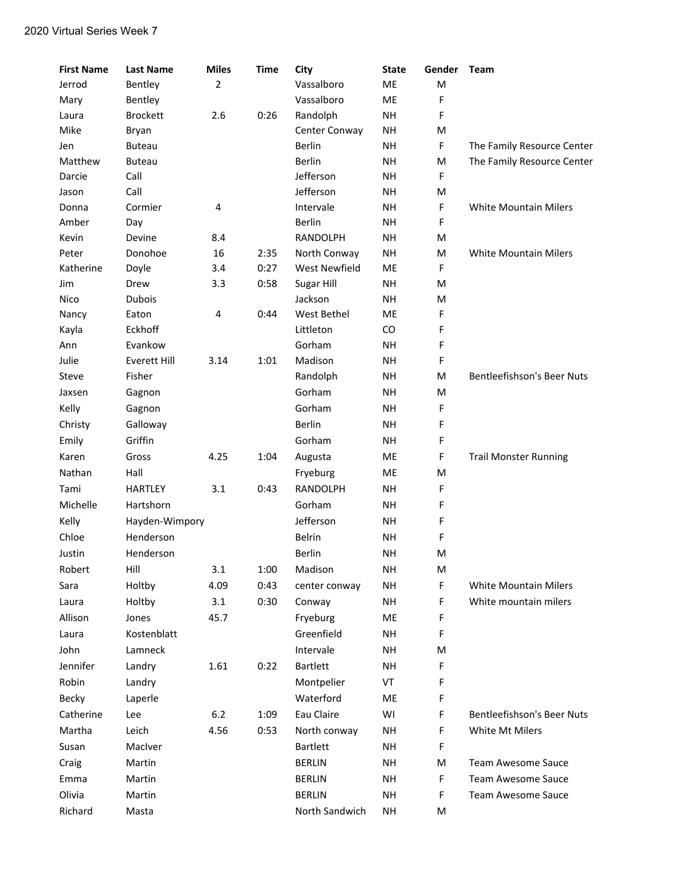2020 Virtual Series Week 7

| First Name | Last Name | Miles | Time | City | State | Gender | Team |
|---|---|---|---|---|---|---|---|
| Jerrod | Bentley | 2 | | Vassalboro | ME | M | |
| Mary | Bentley | | | Vassalboro | ME | F | |
| Laura | Brockett | 2.6 | 0:26 | Randolph | NH | F | |
| Mike | Bryan | | | Center Conway | NH | M | |
| Jen | Buteau | | | Berlin | NH | F | The Family Resource Center |
| Matthew | Buteau | | | Berlin | NH | M | The Family Resource Center |
| Darcie | Call | | | Jefferson | NH | F | |
| Jason | Call | | | Jefferson | NH | M | |
| Donna | Cormier | 4 | | Intervale | NH | F | White Mountain Milers |
| Amber | Day | | | Berlin | NH | F | |
| Kevin | Devine | 8.4 | | RANDOLPH | NH | M | |
| Peter | Donohoe | 16 | 2:35 | North Conway | NH | M | White Mountain Milers |
| Katherine | Doyle | 3.4 | 0:27 | West Newfield | ME | F | |
| Jim | Drew | 3.3 | 0:58 | Sugar Hill | NH | M | |
| Nico | Dubois | | | Jackson | NH | M | |
| Nancy | Eaton | 4 | 0:44 | West Bethel | ME | F | |
| Kayla | Eckhoff | | | Littleton | CO | F | |
| Ann | Evankow | | | Gorham | NH | F | |
| Julie | Everett Hill | 3.14 | 1:01 | Madison | NH | F | |
| Steve | Fisher | | | Randolph | NH | M | Bentleefishson's Beer Nuts |
| Jaxsen | Gagnon | | | Gorham | NH | M | |
| Kelly | Gagnon | | | Gorham | NH | F | |
| Christy | Galloway | | | Berlin | NH | F | |
| Emily | Griffin | | | Gorham | NH | F | |
| Karen | Gross | 4.25 | 1:04 | Augusta | ME | F | Trail Monster Running |
| Nathan | Hall | | | Fryeburg | ME | M | |
| Tami | HARTLEY | 3.1 | 0:43 | RANDOLPH | NH | F | |
| Michelle | Hartshorn | | | Gorham | NH | F | |
| Kelly | Hayden-Wimpory | | | Jefferson | NH | F | |
| Chloe | Henderson | | | Belrin | NH | F | |
| Justin | Henderson | | | Berlin | NH | M | |
| Robert | Hill | 3.1 | 1:00 | Madison | NH | M | |
| Sara | Holtby | 4.09 | 0:43 | center conway | NH | F | White Mountain Milers |
| Laura | Holtby | 3.1 | 0:30 | Conway | NH | F | White mountain milers |
| Allison | Jones | 45.7 | | Fryeburg | ME | F | |
| Laura | Kostenblatt | | | Greenfield | NH | F | |
| John | Lamneck | | | Intervale | NH | M | |
| Jennifer | Landry | 1.61 | 0:22 | Bartlett | NH | F | |
| Robin | Landry | | | Montpelier | VT | F | |
| Becky | Laperle | | | Waterford | ME | F | |
| Catherine | Lee | 6.2 | 1:09 | Eau Claire | WI | F | Bentleefishson's Beer Nuts |
| Martha | Leich | 4.56 | 0:53 | North conway | NH | F | White Mt Milers |
| Susan | MacIver | | | Bartlett | NH | F | |
| Craig | Martin | | | BERLIN | NH | M | Team Awesome Sauce |
| Emma | Martin | | | BERLIN | NH | F | Team Awesome Sauce |
| Olivia | Martin | | | BERLIN | NH | F | Team Awesome Sauce |
| Richard | Masta | | | North Sandwich | NH | M | |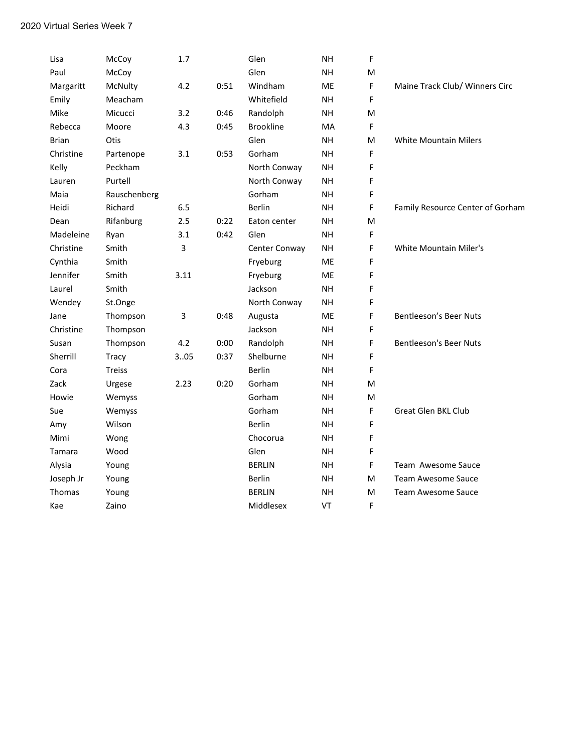| | | | | | | | |
|---|---|---|---|---|---|---|---|
| Lisa | McCoy | 1.7 | | Glen | NH | F | |
| Paul | McCoy | | | Glen | NH | M | |
| Margaritt | McNulty | 4.2 | 0:51 | Windham | ME | F | Maine Track Club/ Winners Circ |
| Emily | Meacham | | | Whitefield | NH | F | |
| Mike | Micucci | 3.2 | 0:46 | Randolph | NH | M | |
| Rebecca | Moore | 4.3 | 0:45 | Brookline | MA | F | |
| Brian | Otis | | | Glen | NH | M | White Mountain Milers |
| Christine | Partenope | 3.1 | 0:53 | Gorham | NH | F | |
| Kelly | Peckham | | | North Conway | NH | F | |
| Lauren | Purtell | | | North Conway | NH | F | |
| Maia | Rauschenberg | | | Gorham | NH | F | |
| Heidi | Richard | 6.5 | | Berlin | NH | F | Family Resource Center of Gorham |
| Dean | Rifanburg | 2.5 | 0:22 | Eaton center | NH | M | |
| Madeleine | Ryan | 3.1 | 0:42 | Glen | NH | F | |
| Christine | Smith | 3 | | Center Conway | NH | F | White Mountain Miler's |
| Cynthia | Smith | | | Fryeburg | ME | F | |
| Jennifer | Smith | 3.11 | | Fryeburg | ME | F | |
| Laurel | Smith | | | Jackson | NH | F | |
| Wendey | St.Onge | | | North Conway | NH | F | |
| Jane | Thompson | 3 | 0:48 | Augusta | ME | F | Bentleeson's Beer Nuts |
| Christine | Thompson | | | Jackson | NH | F | |
| Susan | Thompson | 4.2 | 0:00 | Randolph | NH | F | Bentleeson's Beer Nuts |
| Sherrill | Tracy | 3..05 | 0:37 | Shelburne | NH | F | |
| Cora | Treiss | | | Berlin | NH | F | |
| Zack | Urgese | 2.23 | 0:20 | Gorham | NH | M | |
| Howie | Wemyss | | | Gorham | NH | M | |
| Sue | Wemyss | | | Gorham | NH | F | Great Glen BKL Club |
| Amy | Wilson | | | Berlin | NH | F | |
| Mimi | Wong | | | Chocorua | NH | F | |
| Tamara | Wood | | | Glen | NH | F | |
| Alysia | Young | | | BERLIN | NH | F | Team Awesome Sauce |
| Joseph Jr | Young | | | Berlin | NH | M | Team Awesome Sauce |
| Thomas | Young | | | BERLIN | NH | M | Team Awesome Sauce |
| Kae | Zaino | | | Middlesex | VT | F | |